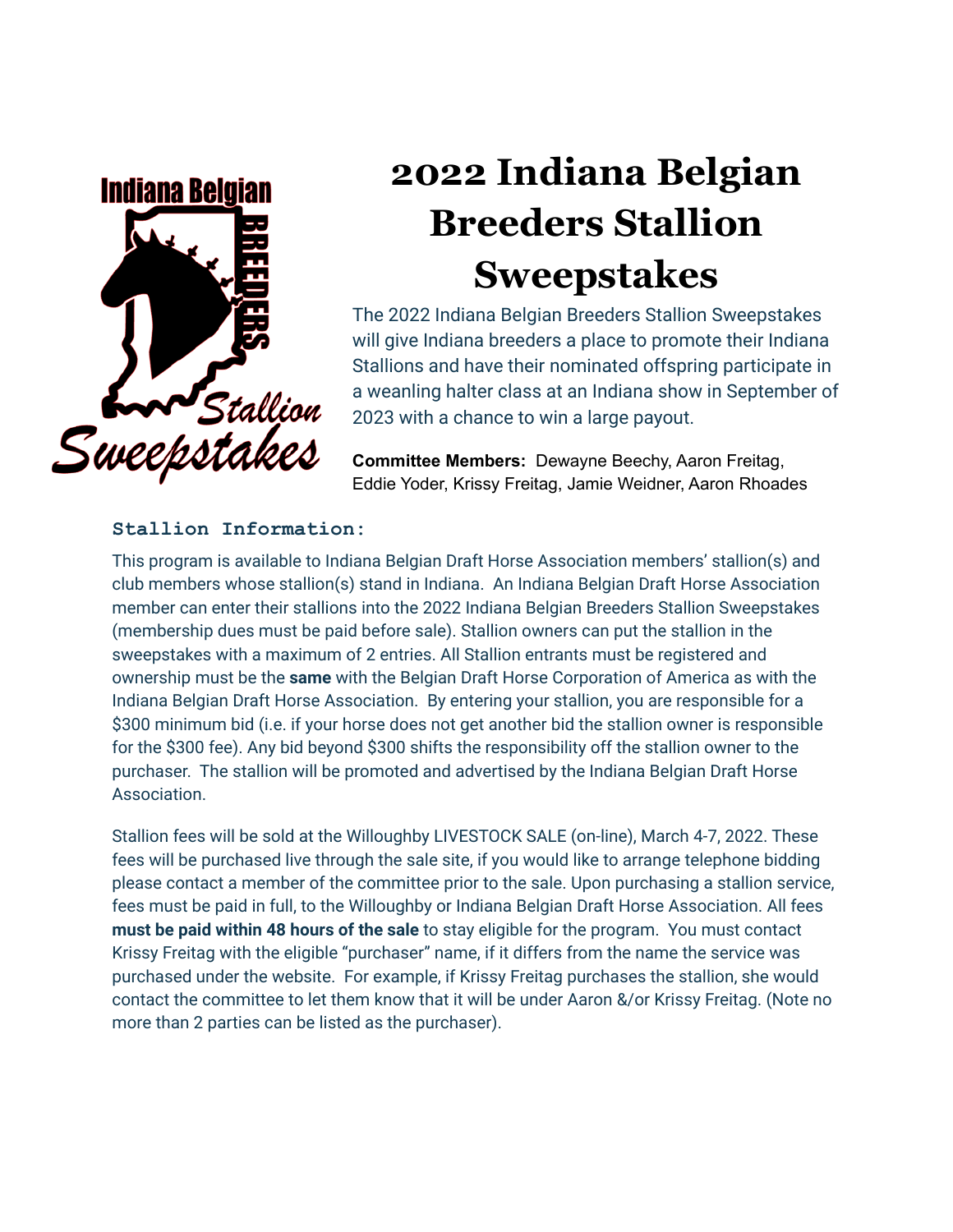# 2022 Indiana Belgian Breeders Stallion Sweepstakes

The 2022 Indiana Belgian Breeders Stallion Sweepstakes will give Indiana breeders a place to promote their Indiana Stallions and have their nominated offspring participate in a weanling halter class at an Indiana show in September of 2023 with a chance to win a large payout.

**Committee Members:** Dewayne Beechy, Aaron Freitag, Eddie Yoder, Krissy Freitag, Jamie Weidner, Aaron Rhoades

### Stallion Information:

This program is available to Indiana Belgian Draft Horse Association members' stallion(s) and club members whose stallion(s) stand in Indiana. An Indiana Belgian Draft Horse Association member can enter their stallions into the 2022 Indiana Belgian Breeders Stallion Sweepstakes (membership dues must be paid before sale). Stallion owners can put the stallion in the sweepstakes with a maximum of 2 entries. All Stallion entrants must be registered and ownership must be the **same** with the Belgian Draft Horse Corporation of America as with the Indiana Belgian Draft Horse Association. By entering your stallion, you are responsible for a $300 minimum bid (i.e. if your horse does not get another bid the stallion owner is responsible for the $300 fee). Any bid beyond $300 shifts the responsibility off the stallion owner to the purchaser. The stallion will be promoted and advertised by the Indiana Belgian Draft Horse Association.

Stallion fees will be sold at the Willoughby LIVESTOCK SALE (on-line), March 4-7, 2022. These fees will be purchased live through the sale site, if you would like to arrange telephone bidding please contact a member of the committee prior to the sale. Upon purchasing a stallion service, fees must be paid in full, to the Willoughby or Indiana Belgian Draft Horse Association. All fees **must be paid within 48 hours of the sale** to stay eligible for the program. You must contact Krissy Freitag with the eligible "purchaser" name, if it differs from the name the service was purchased under the website. For example, if Krissy Freitag purchases the stallion, she would contact the committee to let them know that it will be under Aaron &/or Krissy Freitag. (Note no more than 2 parties can be listed as the purchaser).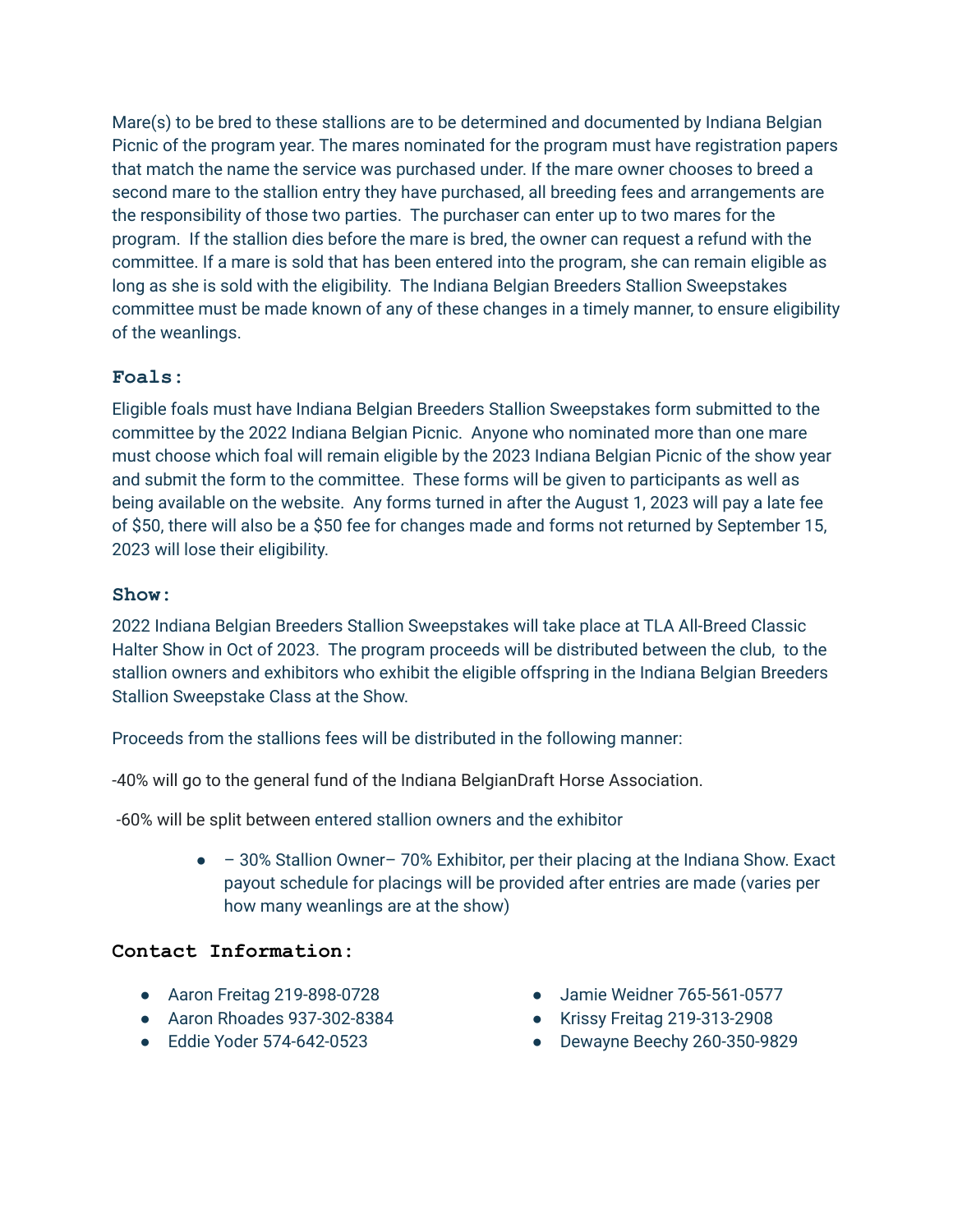Mare(s) to be bred to these stallions are to be determined and documented by Indiana Belgian Picnic of the program year. The mares nominated for the program must have registration papers that match the name the service was purchased under. If the mare owner chooses to breed a second mare to the stallion entry they have purchased, all breeding fees and arrangements are the responsibility of those two parties. The purchaser can enter up to two mares for the program. If the stallion dies before the mare is bred, the owner can request a refund with the committee. If a mare is sold that has been entered into the program, she can remain eligible as long as she is sold with the eligibility. The Indiana Belgian Breeders Stallion Sweepstakes committee must be made known of any of these changes in a timely manner, to ensure eligibility of the weanlings.

### Foals:

Eligible foals must have Indiana Belgian Breeders Stallion Sweepstakes form submitted to the committee by the 2022 Indiana Belgian Picnic. Anyone who nominated more than one mare must choose which foal will remain eligible by the 2023 Indiana Belgian Picnic of the show year and submit the form to the committee. These forms will be given to participants as well as being available on the website. Any forms turned in after the August 1, 2023 will pay a late fee of $50, there will also be a $50 fee for changes made and forms not returned by September 15, 2023 will lose their eligibility.

### Show:

2022 Indiana Belgian Breeders Stallion Sweepstakes will take place at TLA All-Breed Classic Halter Show in Oct of 2023. The program proceeds will be distributed between the club, to the stallion owners and exhibitors who exhibit the eligible offspring in the Indiana Belgian Breeders Stallion Sweepstake Class at the Show.

Proceeds from the stallions fees will be distributed in the following manner:

-40% will go to the general fund of the Indiana BelgianDraft Horse Association.

-60% will be split between entered stallion owners and the exhibitor

- – 30% Stallion Owner– 70% Exhibitor, per their placing at the Indiana Show. Exact payout schedule for placings will be provided after entries are made (varies per how many weanlings are at the show)

### Contact Information:

- Aaron Freitag 219-898-0728
- Aaron Rhoades 937-302-8384
- Eddie Yoder 574-642-0523
- Jamie Weidner 765-561-0577
- Krissy Freitag 219-313-2908
- Dewayne Beechy 260-350-9829